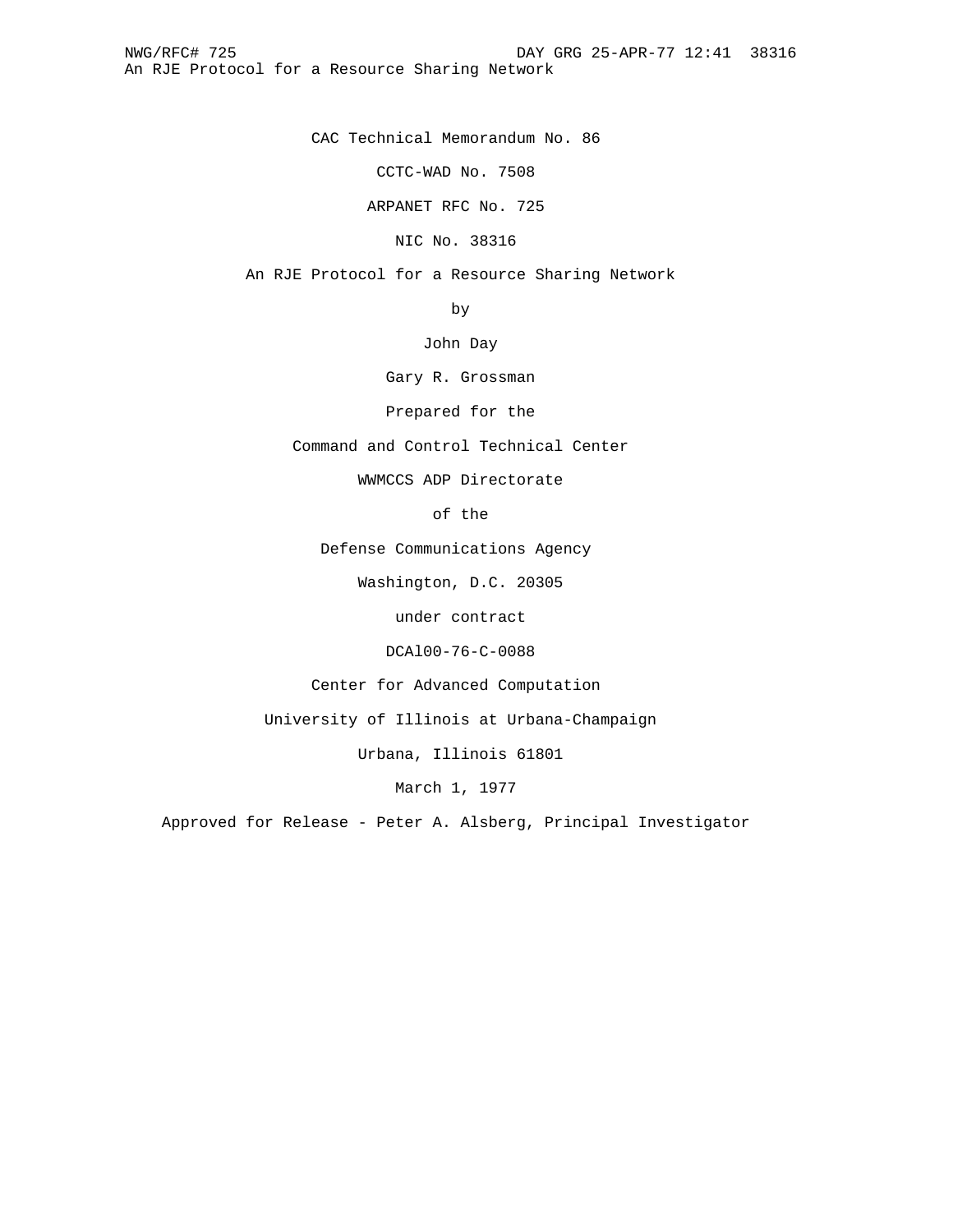CAC Technical Memorandum No. 86

CCTC-WAD No. 7508

ARPANET RFC No. 725

NIC No. 38316

# An RJE Protocol for a Resource Sharing Network

by

John Day

Gary R. Grossman

Prepared for the

Command and Control Technical Center

WWMCCS ADP Directorate

of the

Defense Communications Agency

Washington, D.C. 20305

under contract

DCAl00-76-C-0088

Center for Advanced Computation

University of Illinois at Urbana-Champaign

Urbana, Illinois 61801

March 1, 1977

Approved for Release - Peter A. Alsberg, Principal Investigator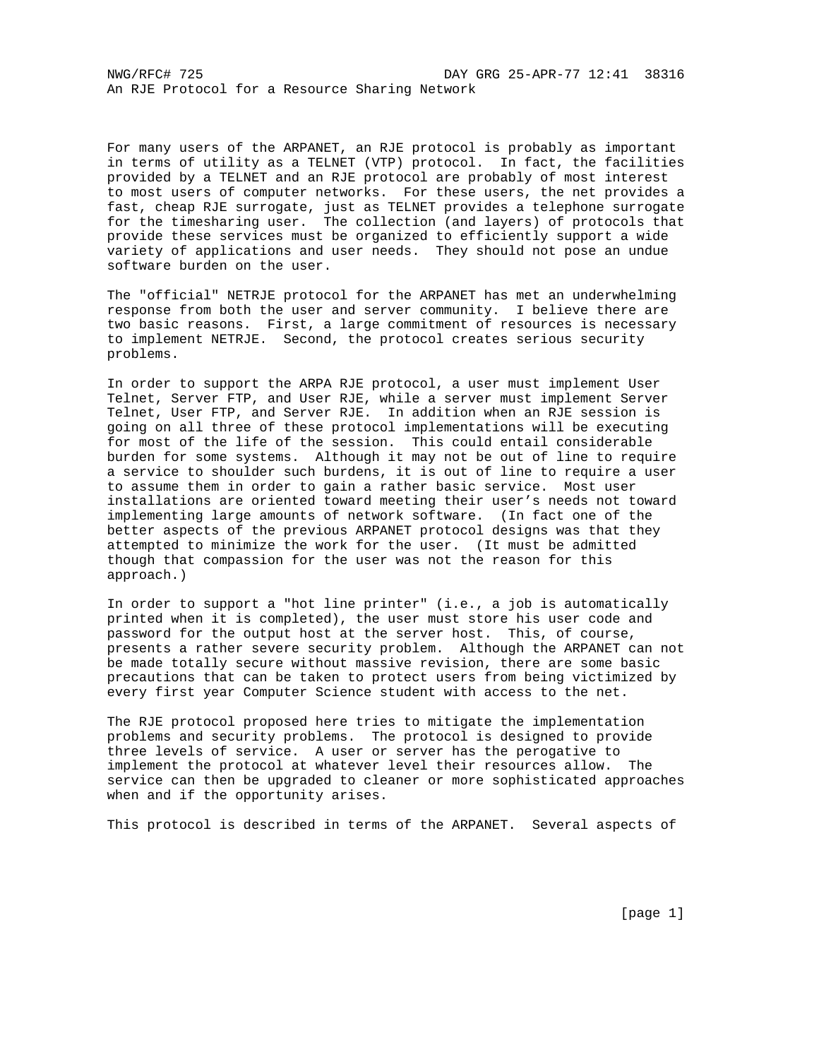NWG/RFC# 725 DAY GRG 25-APR-77 12:41 38316
An RJE Protocol for a Resource Sharing Network

For many users of the ARPANET, an RJE protocol is probably as important in terms of utility as a TELNET (VTP) protocol. In fact, the facilities provided by a TELNET and an RJE protocol are probably of most interest to most users of computer networks. For these users, the net provides a fast, cheap RJE surrogate, just as TELNET provides a telephone surrogate for the timesharing user. The collection (and layers) of protocols that provide these services must be organized to efficiently support a wide variety of applications and user needs. They should not pose an undue software burden on the user.

The "official" NETRJE protocol for the ARPANET has met an underwhelming response from both the user and server community. I believe there are two basic reasons. First, a large commitment of resources is necessary to implement NETRJE. Second, the protocol creates serious security problems.

In order to support the ARPA RJE protocol, a user must implement User Telnet, Server FTP, and User RJE, while a server must implement Server Telnet, User FTP, and Server RJE. In addition when an RJE session is going on all three of these protocol implementations will be executing for most of the life of the session. This could entail considerable burden for some systems. Although it may not be out of line to require a service to shoulder such burdens, it is out of line to require a user to assume them in order to gain a rather basic service. Most user installations are oriented toward meeting their user's needs not toward implementing large amounts of network software. (In fact one of the better aspects of the previous ARPANET protocol designs was that they attempted to minimize the work for the user. (It must be admitted though that compassion for the user was not the reason for this approach.)

In order to support a "hot line printer" (i.e., a job is automatically printed when it is completed), the user must store his user code and password for the output host at the server host. This, of course, presents a rather severe security problem. Although the ARPANET can not be made totally secure without massive revision, there are some basic precautions that can be taken to protect users from being victimized by every first year Computer Science student with access to the net.

The RJE protocol proposed here tries to mitigate the implementation problems and security problems. The protocol is designed to provide three levels of service. A user or server has the perogative to implement the protocol at whatever level their resources allow. The service can then be upgraded to cleaner or more sophisticated approaches when and if the opportunity arises.

This protocol is described in terms of the ARPANET. Several aspects of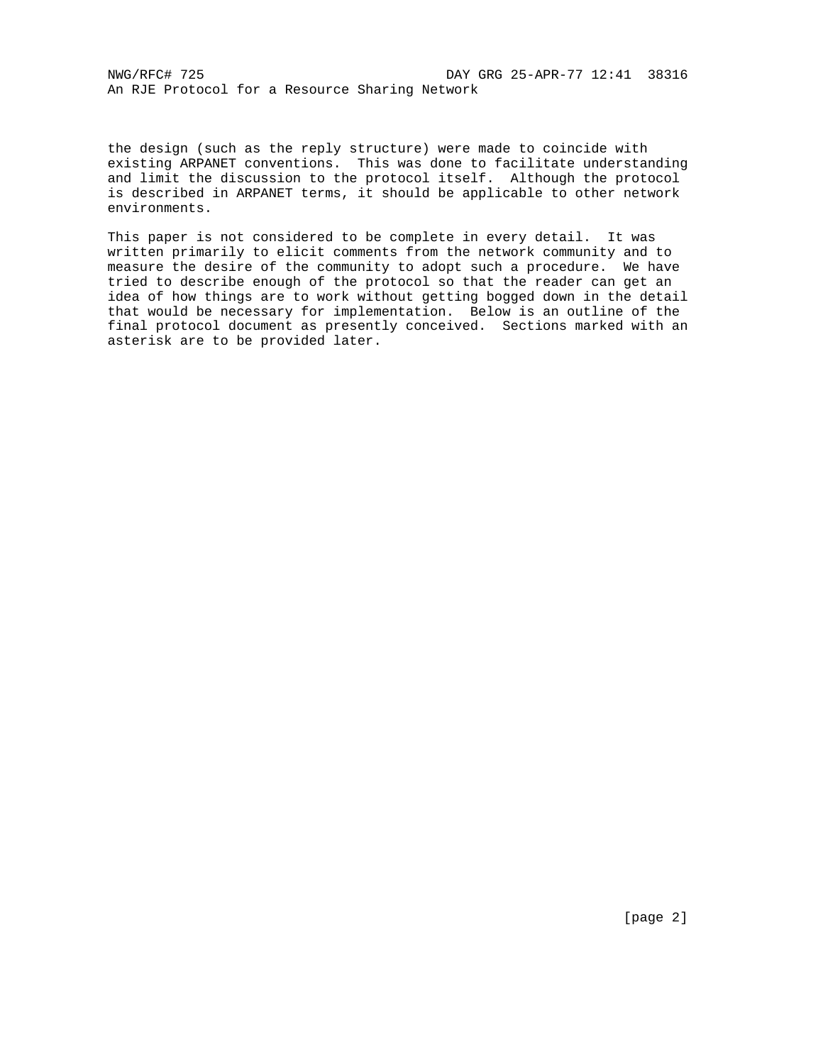the design (such as the reply structure) were made to coincide with existing ARPANET conventions. This was done to facilitate understanding and limit the discussion to the protocol itself. Although the protocol is described in ARPANET terms, it should be applicable to other network environments.

This paper is not considered to be complete in every detail. It was written primarily to elicit comments from the network community and to measure the desire of the community to adopt such a procedure. We have tried to describe enough of the protocol so that the reader can get an idea of how things are to work without getting bogged down in the detail that would be necessary for implementation. Below is an outline of the final protocol document as presently conceived. Sections marked with an asterisk are to be provided later.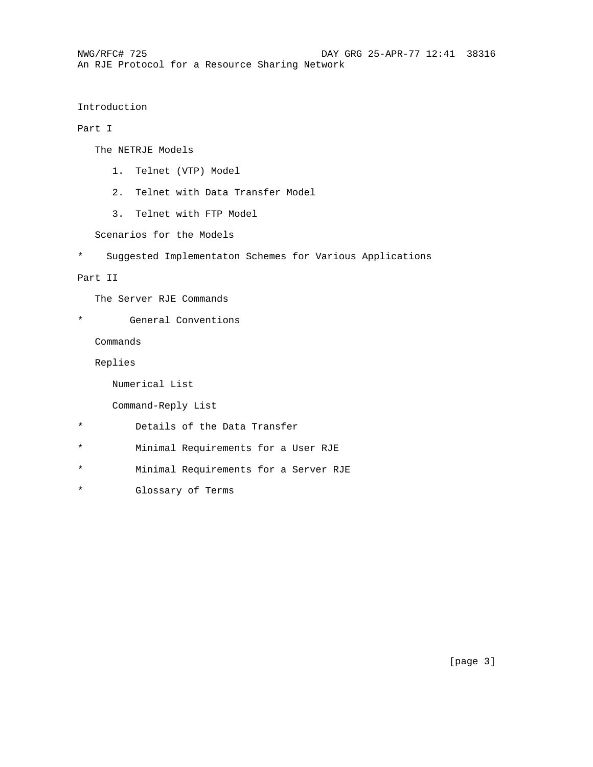Introduction

Part I

The NETRJE Models

1. Telnet (VTP) Model

2. Telnet with Data Transfer Model

3. Telnet with FTP Model

Scenarios for the Models

* Suggested Implementaton Schemes for Various Applications

Part II

The Server RJE Commands

* General Conventions

Commands

Replies

Numerical List

Command-Reply List

* Details of the Data Transfer

* Minimal Requirements for a User RJE

* Minimal Requirements for a Server RJE

* Glossary of Terms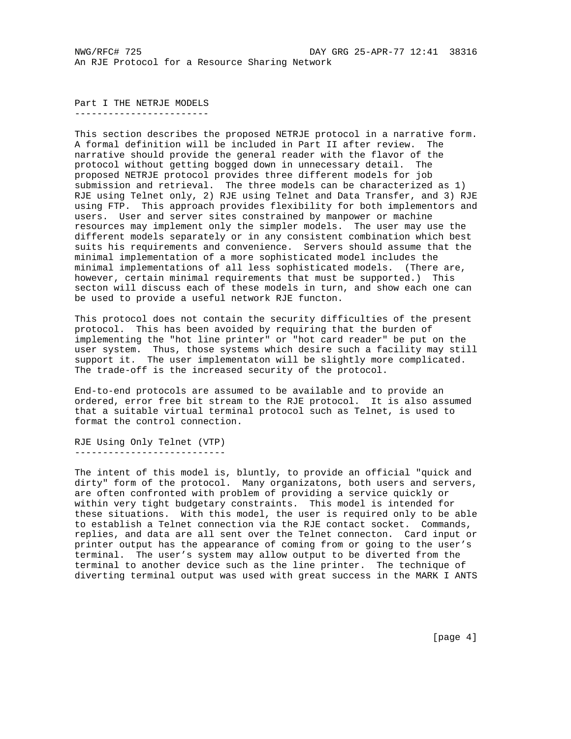## Part I THE NETRJE MODELS

This section describes the proposed NETRJE protocol in a narrative form. A formal definition will be included in Part II after review. The narrative should provide the general reader with the flavor of the protocol without getting bogged down in unnecessary detail. The proposed NETRJE protocol provides three different models for job submission and retrieval. The three models can be characterized as 1) RJE using Telnet only, 2) RJE using Telnet and Data Transfer, and 3) RJE using FTP. This approach provides flexibility for both implementors and users. User and server sites constrained by manpower or machine resources may implement only the simpler models. The user may use the different models separately or in any consistent combination which best suits his requirements and convenience. Servers should assume that the minimal implementation of a more sophisticated model includes the minimal implementations of all less sophisticated models. (There are, however, certain minimal requirements that must be supported.) This secton will discuss each of these models in turn, and show each one can be used to provide a useful network RJE functon.

This protocol does not contain the security difficulties of the present protocol. This has been avoided by requiring that the burden of implementing the "hot line printer" or "hot card reader" be put on the user system. Thus, those systems which desire such a facility may still support it. The user implementaton will be slightly more complicated. The trade-off is the increased security of the protocol.

End-to-end protocols are assumed to be available and to provide an ordered, error free bit stream to the RJE protocol. It is also assumed that a suitable virtual terminal protocol such as Telnet, is used to format the control connection.

### RJE Using Only Telnet (VTP)

The intent of this model is, bluntly, to provide an official "quick and dirty" form of the protocol. Many organizatons, both users and servers, are often confronted with problem of providing a service quickly or within very tight budgetary constraints. This model is intended for these situations. With this model, the user is required only to be able to establish a Telnet connection via the RJE contact socket. Commands, replies, and data are all sent over the Telnet connecton. Card input or printer output has the appearance of coming from or going to the user's terminal. The user's system may allow output to be diverted from the terminal to another device such as the line printer. The technique of diverting terminal output was used with great success in the MARK I ANTS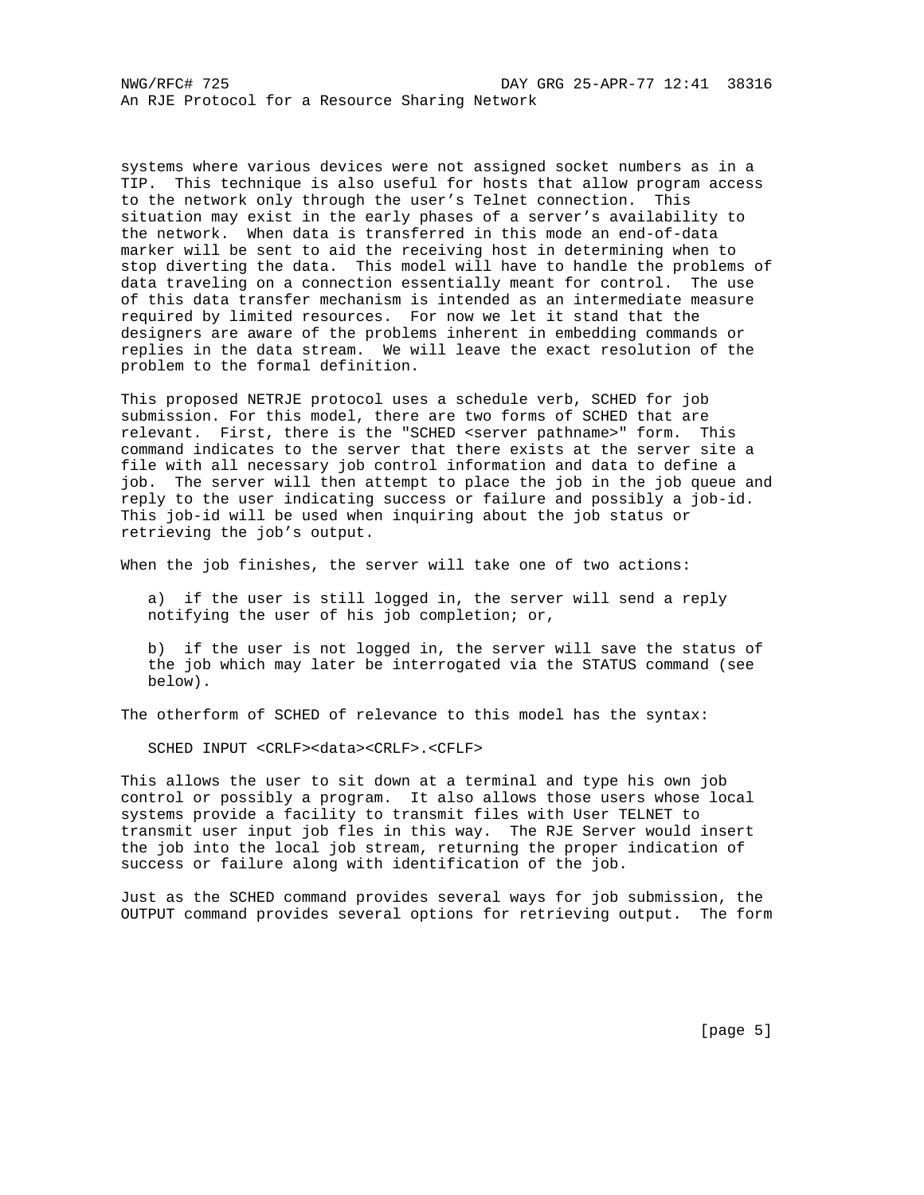systems where various devices were not assigned socket numbers as in a TIP. This technique is also useful for hosts that allow program access to the network only through the user's Telnet connection. This situation may exist in the early phases of a server's availability to the network. When data is transferred in this mode an end-of-data marker will be sent to aid the receiving host in determining when to stop diverting the data. This model will have to handle the problems of data traveling on a connection essentially meant for control. The use of this data transfer mechanism is intended as an intermediate measure required by limited resources. For now we let it stand that the designers are aware of the problems inherent in embedding commands or replies in the data stream. We will leave the exact resolution of the problem to the formal definition.

This proposed NETRJE protocol uses a schedule verb, SCHED for job submission. For this model, there are two forms of SCHED that are relevant. First, there is the "SCHED <server pathname>" form. This command indicates to the server that there exists at the server site a file with all necessary job control information and data to define a job. The server will then attempt to place the job in the job queue and reply to the user indicating success or failure and possibly a job-id. This job-id will be used when inquiring about the job status or retrieving the job's output.

When the job finishes, the server will take one of two actions:

a) if the user is still logged in, the server will send a reply notifying the user of his job completion; or,

b) if the user is not logged in, the server will save the status of the job which may later be interrogated via the STATUS command (see below).

The otherform of SCHED of relevance to this model has the syntax:

```
SCHED INPUT <CRLF><data><CRLF>.<CFLF>
```

This allows the user to sit down at a terminal and type his own job control or possibly a program. It also allows those users whose local systems provide a facility to transmit files with User TELNET to transmit user input job fles in this way. The RJE Server would insert the job into the local job stream, returning the proper indication of success or failure along with identification of the job.

Just as the SCHED command provides several ways for job submission, the OUTPUT command provides several options for retrieving output. The form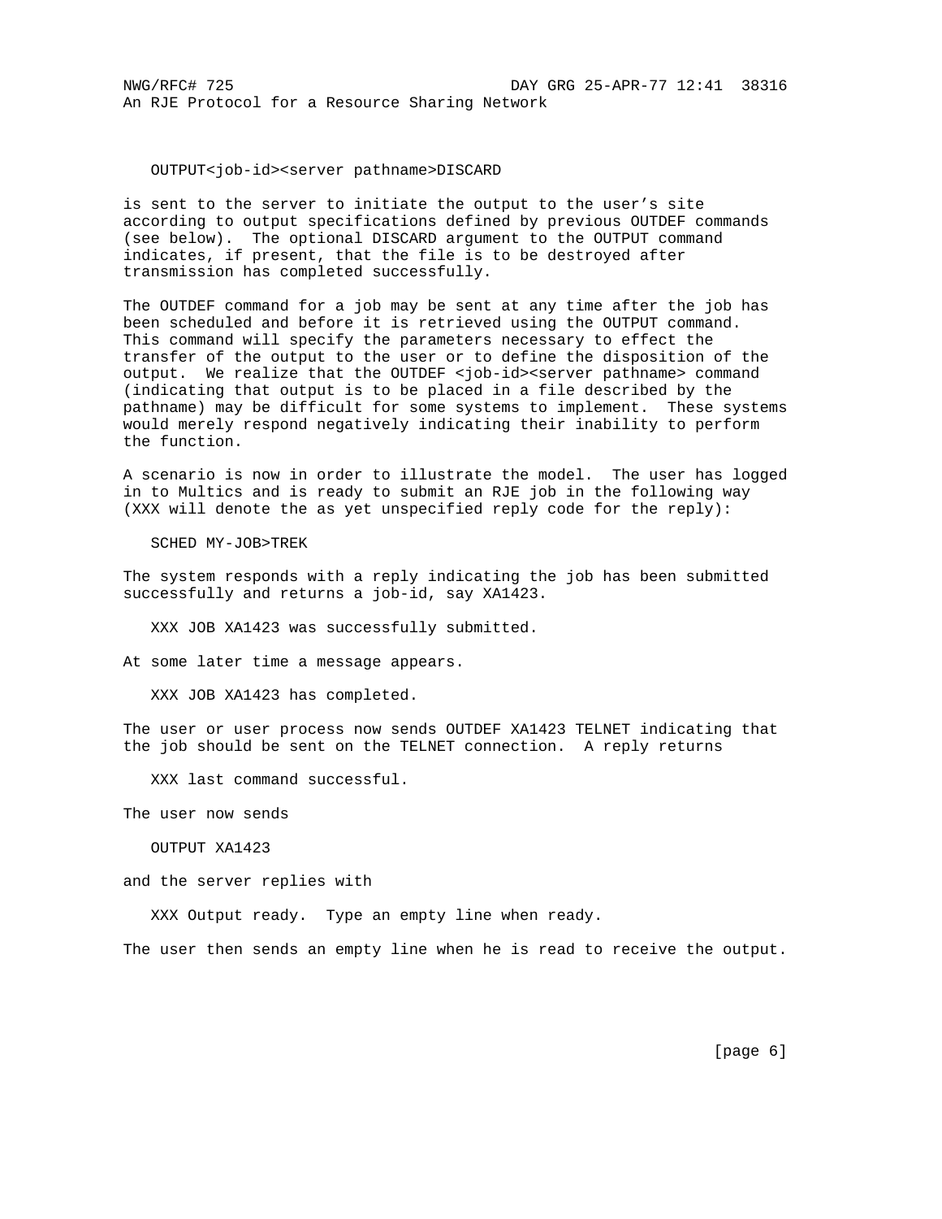```
OUTPUT<job-id><server pathname>DISCARD
```

is sent to the server to initiate the output to the user's site according to output specifications defined by previous OUTDEF commands (see below). The optional DISCARD argument to the OUTPUT command indicates, if present, that the file is to be destroyed after transmission has completed successfully.

The OUTDEF command for a job may be sent at any time after the job has been scheduled and before it is retrieved using the OUTPUT command. This command will specify the parameters necessary to effect the transfer of the output to the user or to define the disposition of the output. We realize that the OUTDEF <job-id><server pathname> command (indicating that output is to be placed in a file described by the pathname) may be difficult for some systems to implement. These systems would merely respond negatively indicating their inability to perform the function.

A scenario is now in order to illustrate the model. The user has logged in to Multics and is ready to submit an RJE job in the following way (XXX will denote the as yet unspecified reply code for the reply):

```
SCHED MY-JOB>TREK
```

The system responds with a reply indicating the job has been submitted successfully and returns a job-id, say XA1423.

```
XXX JOB XA1423 was successfully submitted.
```

At some later time a message appears.

```
XXX JOB XA1423 has completed.
```

The user or user process now sends OUTDEF XA1423 TELNET indicating that the job should be sent on the TELNET connection. A reply returns

```
XXX last command successful.
```

The user now sends

```
OUTPUT XA1423
```

and the server replies with

```
XXX Output ready.  Type an empty line when ready.
```

The user then sends an empty line when he is read to receive the output.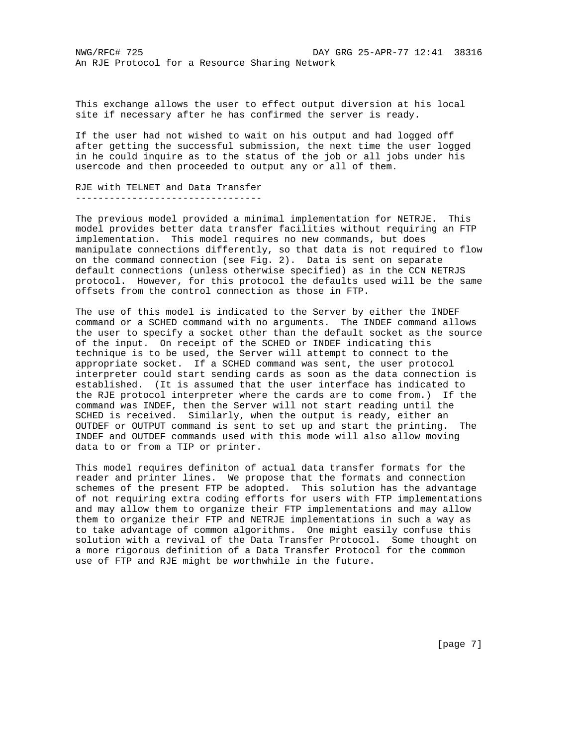This exchange allows the user to effect output diversion at his local site if necessary after he has confirmed the server is ready.

If the user had not wished to wait on his output and had logged off after getting the successful submission, the next time the user logged in he could inquire as to the status of the job or all jobs under his usercode and then proceeded to output any or all of them.

## RJE with TELNET and Data Transfer

The previous model provided a minimal implementation for NETRJE. This model provides better data transfer facilities without requiring an FTP implementation. This model requires no new commands, but does manipulate connections differently, so that data is not required to flow on the command connection (see Fig. 2). Data is sent on separate default connections (unless otherwise specified) as in the CCN NETRJS protocol. However, for this protocol the defaults used will be the same offsets from the control connection as those in FTP.

The use of this model is indicated to the Server by either the INDEF command or a SCHED command with no arguments. The INDEF command allows the user to specify a socket other than the default socket as the source of the input. On receipt of the SCHED or INDEF indicating this technique is to be used, the Server will attempt to connect to the appropriate socket. If a SCHED command was sent, the user protocol interpreter could start sending cards as soon as the data connection is established. (It is assumed that the user interface has indicated to the RJE protocol interpreter where the cards are to come from.) If the command was INDEF, then the Server will not start reading until the SCHED is received. Similarly, when the output is ready, either an OUTDEF or OUTPUT command is sent to set up and start the printing. The INDEF and OUTDEF commands used with this mode will also allow moving data to or from a TIP or printer.

This model requires definiton of actual data transfer formats for the reader and printer lines. We propose that the formats and connection schemes of the present FTP be adopted. This solution has the advantage of not requiring extra coding efforts for users with FTP implementations and may allow them to organize their FTP implementations and may allow them to organize their FTP and NETRJE implementations in such a way as to take advantage of common algorithms. One might easily confuse this solution with a revival of the Data Transfer Protocol. Some thought on a more rigorous definition of a Data Transfer Protocol for the common use of FTP and RJE might be worthwhile in the future.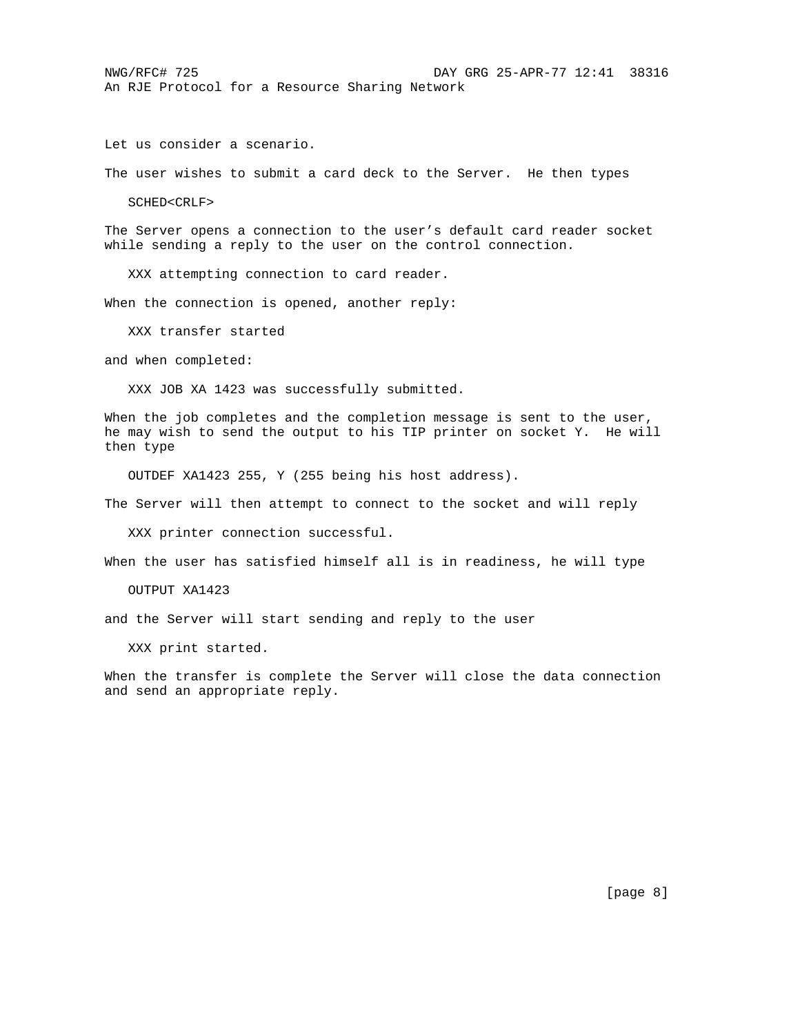Let us consider a scenario.

The user wishes to submit a card deck to the Server. He then types

```
SCHED<CRLF>
```

The Server opens a connection to the user's default card reader socket while sending a reply to the user on the control connection.

```
XXX attempting connection to card reader.
```

When the connection is opened, another reply:

```
XXX transfer started
```

and when completed:

```
XXX JOB XA 1423 was successfully submitted.
```

When the job completes and the completion message is sent to the user, he may wish to send the output to his TIP printer on socket Y. He will then type

```
OUTDEF XA1423 255, Y (255 being his host address).
```

The Server will then attempt to connect to the socket and will reply

```
XXX printer connection successful.
```

When the user has satisfied himself all is in readiness, he will type

```
OUTPUT XA1423
```

and the Server will start sending and reply to the user

```
XXX print started.
```

When the transfer is complete the Server will close the data connection and send an appropriate reply.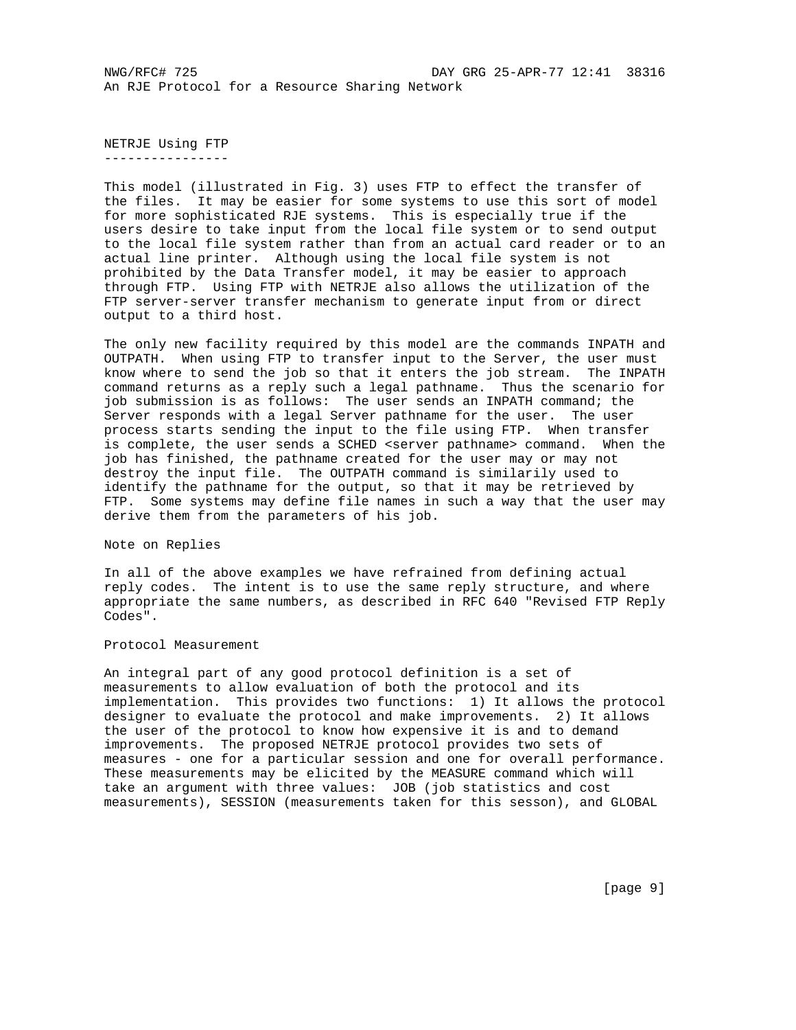## NETRJE Using FTP

This model (illustrated in Fig. 3) uses FTP to effect the transfer of the files. It may be easier for some systems to use this sort of model for more sophisticated RJE systems. This is especially true if the users desire to take input from the local file system or to send output to the local file system rather than from an actual card reader or to an actual line printer. Although using the local file system is not prohibited by the Data Transfer model, it may be easier to approach through FTP. Using FTP with NETRJE also allows the utilization of the FTP server-server transfer mechanism to generate input from or direct output to a third host.

The only new facility required by this model are the commands INPATH and OUTPATH. When using FTP to transfer input to the Server, the user must know where to send the job so that it enters the job stream. The INPATH command returns as a reply such a legal pathname. Thus the scenario for job submission is as follows: The user sends an INPATH command; the Server responds with a legal Server pathname for the user. The user process starts sending the input to the file using FTP. When transfer is complete, the user sends a SCHED <server pathname> command. When the job has finished, the pathname created for the user may or may not destroy the input file. The OUTPATH command is similarily used to identify the pathname for the output, so that it may be retrieved by FTP. Some systems may define file names in such a way that the user may derive them from the parameters of his job.

### Note on Replies

In all of the above examples we have refrained from defining actual reply codes. The intent is to use the same reply structure, and where appropriate the same numbers, as described in RFC 640 "Revised FTP Reply Codes".

### Protocol Measurement

An integral part of any good protocol definition is a set of measurements to allow evaluation of both the protocol and its implementation. This provides two functions: 1) It allows the protocol designer to evaluate the protocol and make improvements. 2) It allows the user of the protocol to know how expensive it is and to demand improvements. The proposed NETRJE protocol provides two sets of measures - one for a particular session and one for overall performance. These measurements may be elicited by the MEASURE command which will take an argument with three values: JOB (job statistics and cost measurements), SESSION (measurements taken for this sesson), and GLOBAL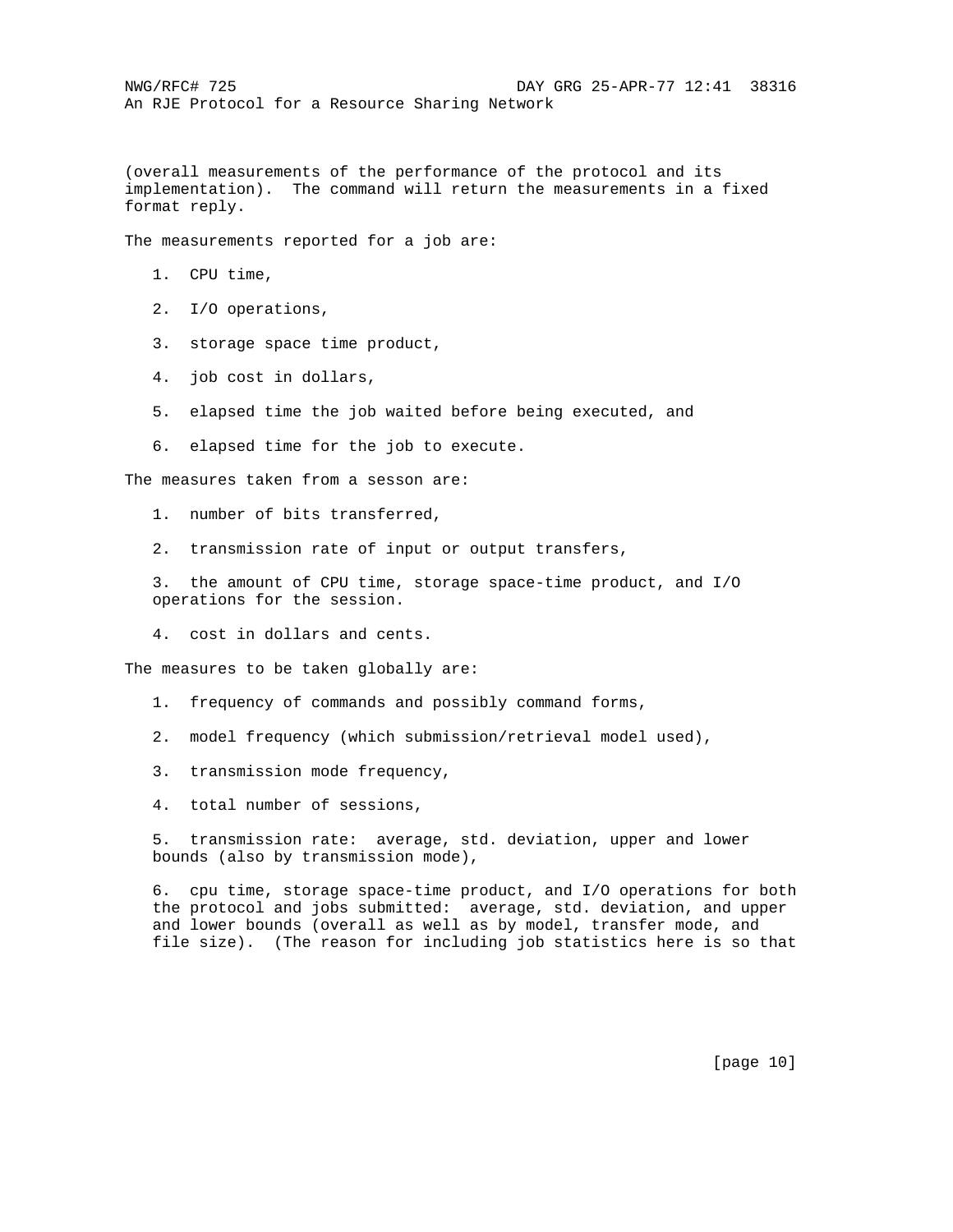(overall measurements of the performance of the protocol and its implementation). The command will return the measurements in a fixed format reply.

The measurements reported for a job are:

1. CPU time,

2. I/O operations,

3. storage space time product,

4. job cost in dollars,

5. elapsed time the job waited before being executed, and

6. elapsed time for the job to execute.

The measures taken from a sesson are:

1. number of bits transferred,

2. transmission rate of input or output transfers,

3. the amount of CPU time, storage space-time product, and I/O operations for the session.

4. cost in dollars and cents.

The measures to be taken globally are:

1. frequency of commands and possibly command forms,

2. model frequency (which submission/retrieval model used),

3. transmission mode frequency,

4. total number of sessions,

5. transmission rate: average, std. deviation, upper and lower bounds (also by transmission mode),

6. cpu time, storage space-time product, and I/O operations for both the protocol and jobs submitted: average, std. deviation, and upper and lower bounds (overall as well as by model, transfer mode, and file size). (The reason for including job statistics here is so that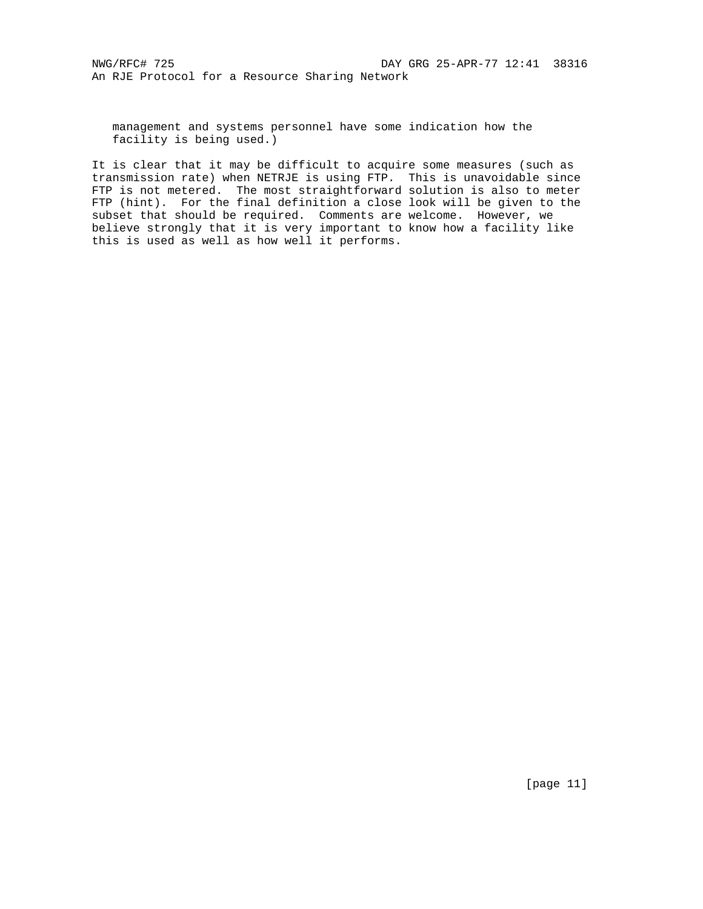management and systems personnel have some indication how the facility is being used.)

It is clear that it may be difficult to acquire some measures (such as transmission rate) when NETRJE is using FTP. This is unavoidable since FTP is not metered. The most straightforward solution is also to meter FTP (hint). For the final definition a close look will be given to the subset that should be required. Comments are welcome. However, we believe strongly that it is very important to know how a facility like this is used as well as how well it performs.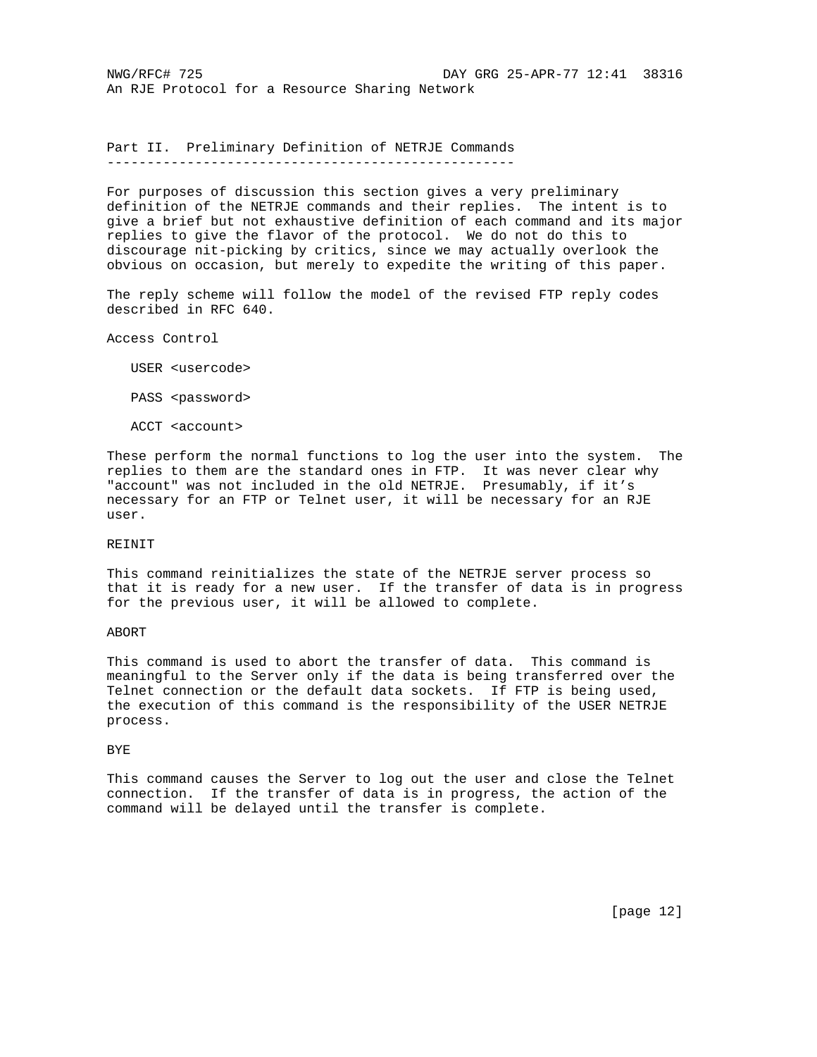## Part II. Preliminary Definition of NETRJE Commands

For purposes of discussion this section gives a very preliminary definition of the NETRJE commands and their replies. The intent is to give a brief but not exhaustive definition of each command and its major replies to give the flavor of the protocol. We do not do this to discourage nit-picking by critics, since we may actually overlook the obvious on occasion, but merely to expedite the writing of this paper.

The reply scheme will follow the model of the revised FTP reply codes described in RFC 640.

### Access Control

```
USER <usercode>

PASS <password>

ACCT <account>
```

These perform the normal functions to log the user into the system. The replies to them are the standard ones in FTP. It was never clear why "account" was not included in the old NETRJE. Presumably, if it's necessary for an FTP or Telnet user, it will be necessary for an RJE user.

### REINIT

This command reinitializes the state of the NETRJE server process so that it is ready for a new user. If the transfer of data is in progress for the previous user, it will be allowed to complete.

### ABORT

This command is used to abort the transfer of data. This command is meaningful to the Server only if the data is being transferred over the Telnet connection or the default data sockets. If FTP is being used, the execution of this command is the responsibility of the USER NETRJE process.

### BYE

This command causes the Server to log out the user and close the Telnet connection. If the transfer of data is in progress, the action of the command will be delayed until the transfer is complete.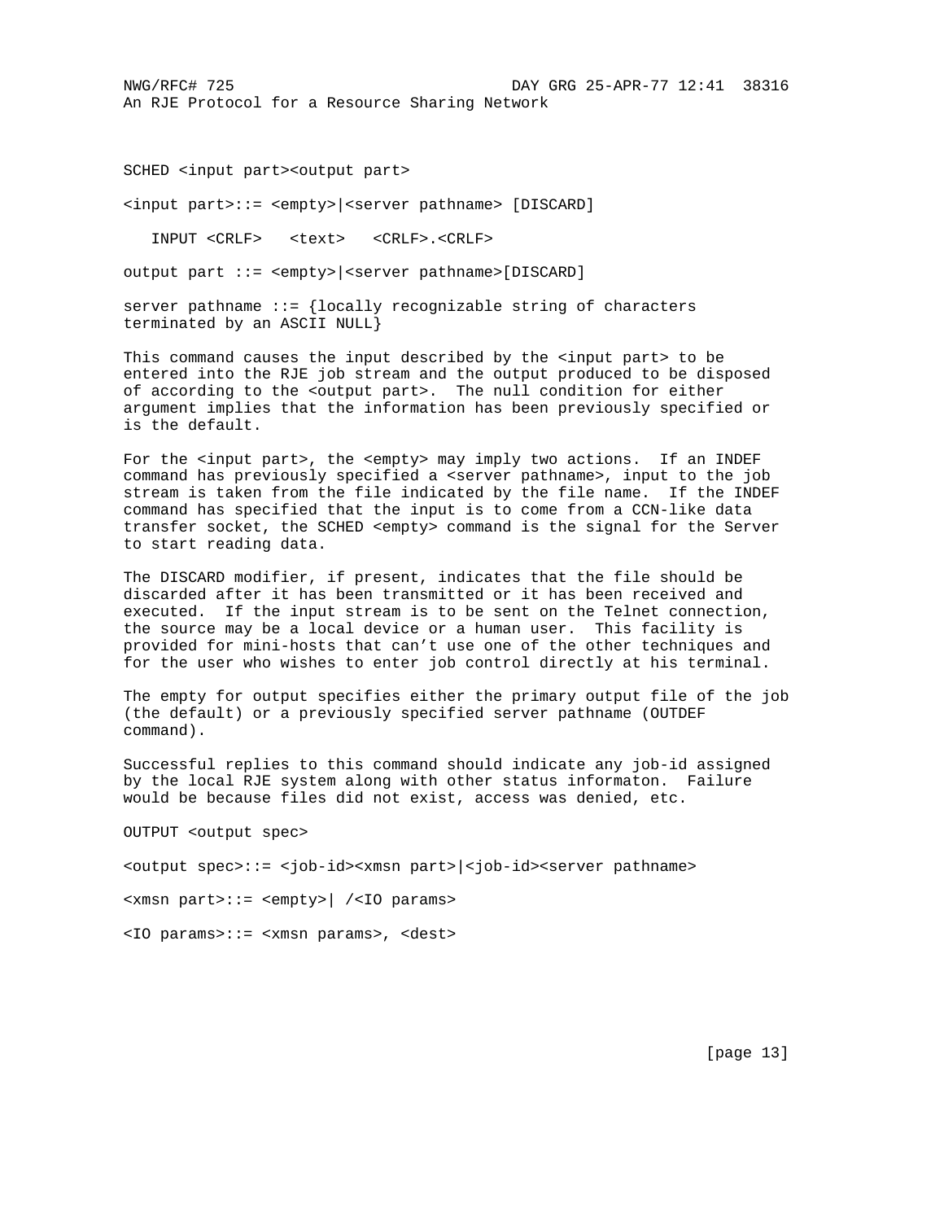SCHED <input part><output part>

<input part>::= <empty>|<server pathname> [DISCARD]

   INPUT <CRLF>   <text>   <CRLF>.<CRLF>

output part ::= <empty>|<server pathname>[DISCARD]

server pathname ::= {locally recognizable string of characters terminated by an ASCII NULL}

This command causes the input described by the <input part> to be entered into the RJE job stream and the output produced to be disposed of according to the <output part>. The null condition for either argument implies that the information has been previously specified or is the default.

For the <input part>, the <empty> may imply two actions. If an INDEF command has previously specified a <server pathname>, input to the job stream is taken from the file indicated by the file name. If the INDEF command has specified that the input is to come from a CCN-like data transfer socket, the SCHED <empty> command is the signal for the Server to start reading data.

The DISCARD modifier, if present, indicates that the file should be discarded after it has been transmitted or it has been received and executed. If the input stream is to be sent on the Telnet connection, the source may be a local device or a human user. This facility is provided for mini-hosts that can't use one of the other techniques and for the user who wishes to enter job control directly at his terminal.

The empty for output specifies either the primary output file of the job (the default) or a previously specified server pathname (OUTDEF command).

Successful replies to this command should indicate any job-id assigned by the local RJE system along with other status informaton. Failure would be because files did not exist, access was denied, etc.

OUTPUT <output spec>

<output spec>::= <job-id><xmsn part>|<job-id><server pathname>

<xmsn part>::= <empty>| /<IO params>

<IO params>::= <xmsn params>, <dest>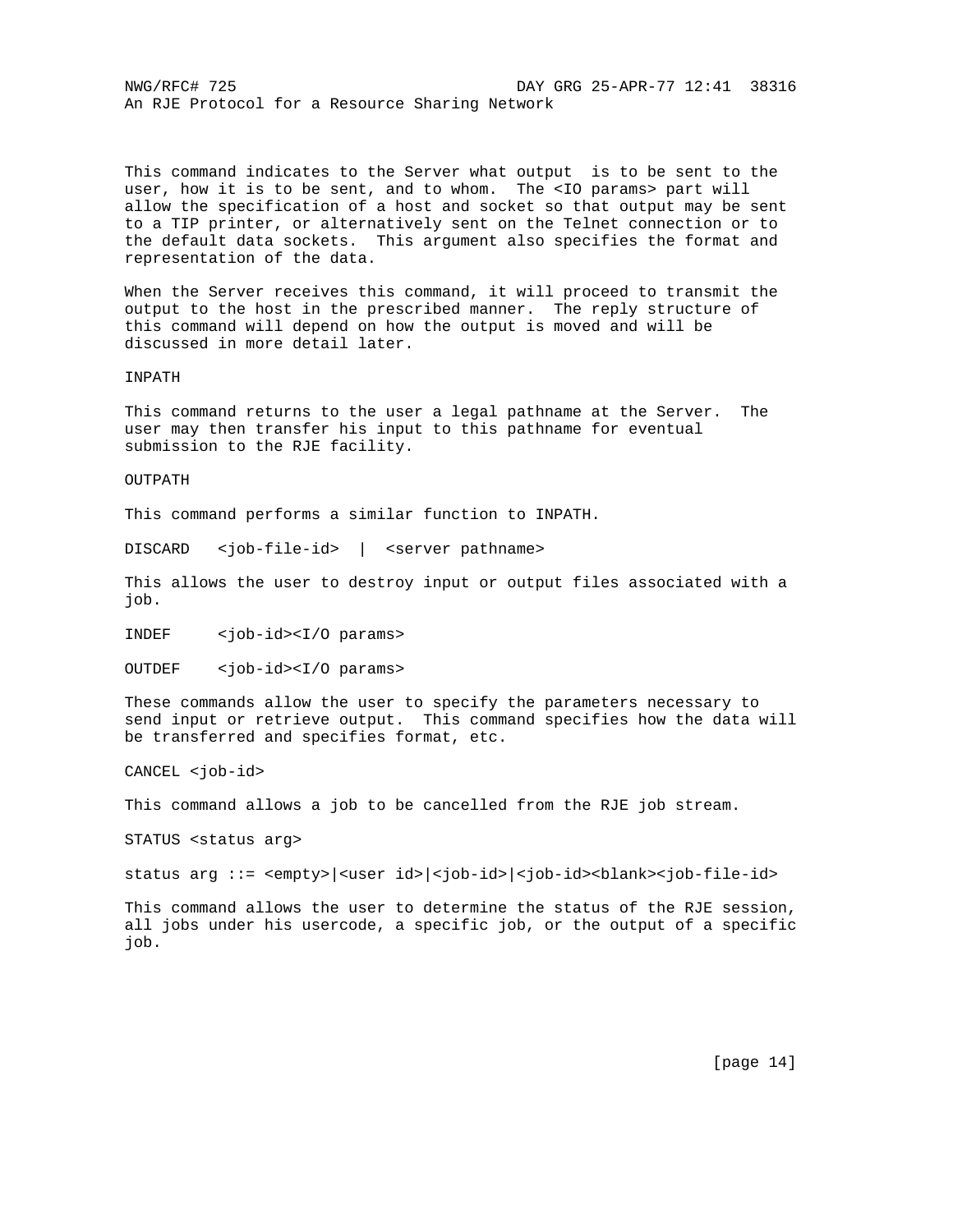This command indicates to the Server what output is to be sent to the user, how it is to be sent, and to whom. The <IO params> part will allow the specification of a host and socket so that output may be sent to a TIP printer, or alternatively sent on the Telnet connection or to the default data sockets. This argument also specifies the format and representation of the data.

When the Server receives this command, it will proceed to transmit the output to the host in the prescribed manner. The reply structure of this command will depend on how the output is moved and will be discussed in more detail later.

INPATH

This command returns to the user a legal pathname at the Server. The user may then transfer his input to this pathname for eventual submission to the RJE facility.

OUTPATH

This command performs a similar function to INPATH.

DISCARD   <job-file-id>  |  <server pathname>

This allows the user to destroy input or output files associated with a job.

INDEF     <job-id><I/O params>

OUTDEF    <job-id><I/O params>

These commands allow the user to specify the parameters necessary to send input or retrieve output. This command specifies how the data will be transferred and specifies format, etc.

CANCEL <job-id>

This command allows a job to be cancelled from the RJE job stream.

STATUS <status arg>

status arg ::= <empty>|<user id>|<job-id>|<job-id><blank><job-file-id>

This command allows the user to determine the status of the RJE session, all jobs under his usercode, a specific job, or the output of a specific job.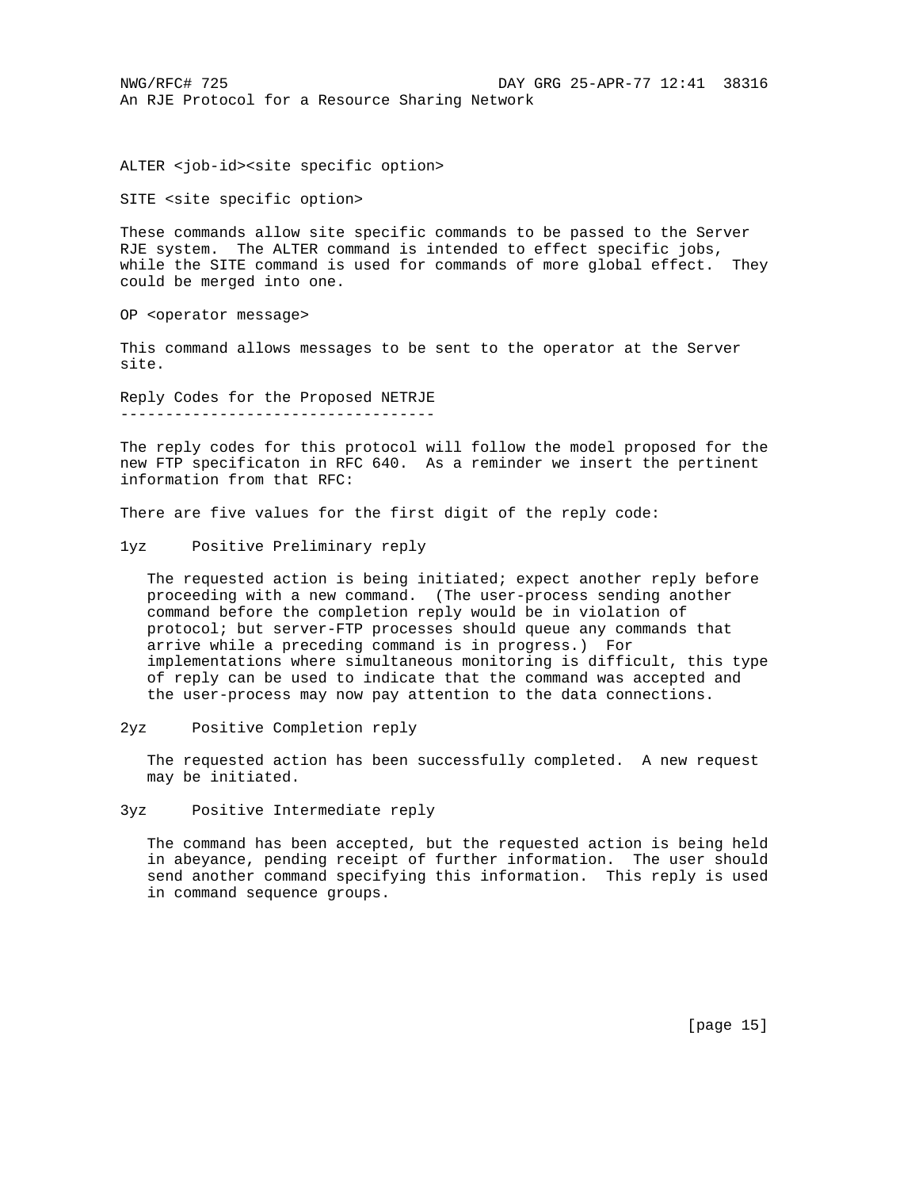ALTER <job-id><site specific option>

SITE <site specific option>

These commands allow site specific commands to be passed to the Server RJE system. The ALTER command is intended to effect specific jobs, while the SITE command is used for commands of more global effect. They could be merged into one.

OP <operator message>

This command allows messages to be sent to the operator at the Server site.

## Reply Codes for the Proposed NETRJE

The reply codes for this protocol will follow the model proposed for the new FTP specificaton in RFC 640. As a reminder we insert the pertinent information from that RFC:

There are five values for the first digit of the reply code:

1yz Positive Preliminary reply

The requested action is being initiated; expect another reply before proceeding with a new command. (The user-process sending another command before the completion reply would be in violation of protocol; but server-FTP processes should queue any commands that arrive while a preceding command is in progress.) For implementations where simultaneous monitoring is difficult, this type of reply can be used to indicate that the command was accepted and the user-process may now pay attention to the data connections.

2yz Positive Completion reply

The requested action has been successfully completed. A new request may be initiated.

3yz Positive Intermediate reply

The command has been accepted, but the requested action is being held in abeyance, pending receipt of further information. The user should send another command specifying this information. This reply is used in command sequence groups.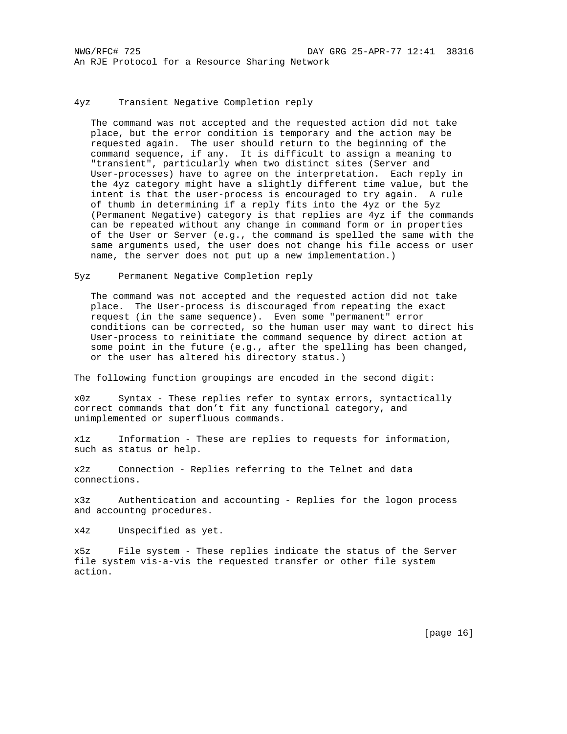4yz Transient Negative Completion reply

The command was not accepted and the requested action did not take place, but the error condition is temporary and the action may be requested again. The user should return to the beginning of the command sequence, if any. It is difficult to assign a meaning to "transient", particularly when two distinct sites (Server and User-processes) have to agree on the interpretation. Each reply in the 4yz category might have a slightly different time value, but the intent is that the user-process is encouraged to try again. A rule of thumb in determining if a reply fits into the 4yz or the 5yz (Permanent Negative) category is that replies are 4yz if the commands can be repeated without any change in command form or in properties of the User or Server (e.g., the command is spelled the same with the same arguments used, the user does not change his file access or user name, the server does not put up a new implementation.)

5yz Permanent Negative Completion reply

The command was not accepted and the requested action did not take place. The User-process is discouraged from repeating the exact request (in the same sequence). Even some "permanent" error conditions can be corrected, so the human user may want to direct his User-process to reinitiate the command sequence by direct action at some point in the future (e.g., after the spelling has been changed, or the user has altered his directory status.)

The following function groupings are encoded in the second digit:

x0z Syntax - These replies refer to syntax errors, syntactically correct commands that don't fit any functional category, and unimplemented or superfluous commands.

x1z Information - These are replies to requests for information, such as status or help.

x2z Connection - Replies referring to the Telnet and data connections.

x3z Authentication and accounting - Replies for the logon process and accountng procedures.

x4z Unspecified as yet.

x5z File system - These replies indicate the status of the Server file system vis-a-vis the requested transfer or other file system action.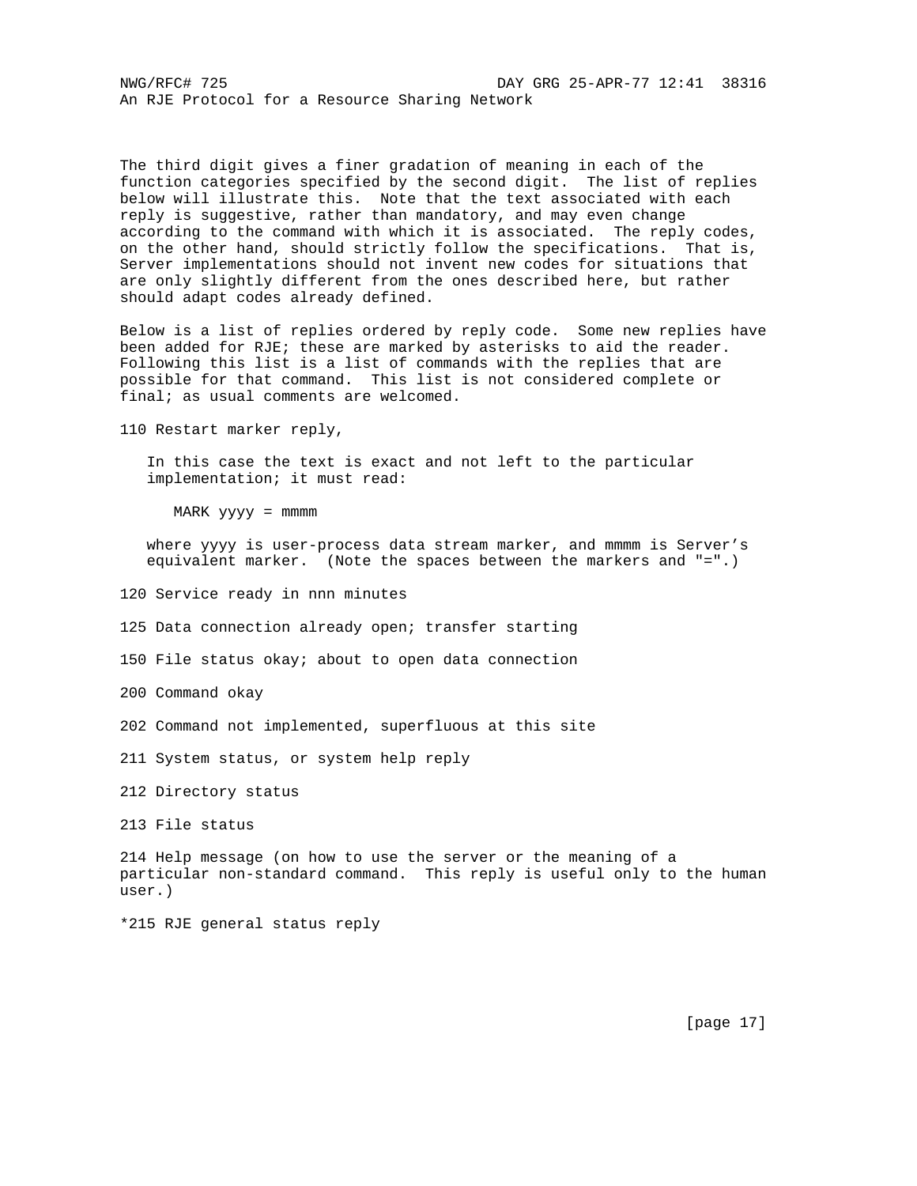The third digit gives a finer gradation of meaning in each of the function categories specified by the second digit. The list of replies below will illustrate this. Note that the text associated with each reply is suggestive, rather than mandatory, and may even change according to the command with which it is associated. The reply codes, on the other hand, should strictly follow the specifications. That is, Server implementations should not invent new codes for situations that are only slightly different from the ones described here, but rather should adapt codes already defined.

Below is a list of replies ordered by reply code. Some new replies have been added for RJE; these are marked by asterisks to aid the reader. Following this list is a list of commands with the replies that are possible for that command. This list is not considered complete or final; as usual comments are welcomed.

110 Restart marker reply,

> In this case the text is exact and not left to the particular implementation; it must read:
>
> ```
> MARK yyyy = mmmm
> ```
>
> where yyyy is user-process data stream marker, and mmmm is Server's equivalent marker. (Note the spaces between the markers and "=".)

120 Service ready in nnn minutes

125 Data connection already open; transfer starting

150 File status okay; about to open data connection

200 Command okay

202 Command not implemented, superfluous at this site

211 System status, or system help reply

212 Directory status

213 File status

214 Help message (on how to use the server or the meaning of a particular non-standard command. This reply is useful only to the human user.)

*215 RJE general status reply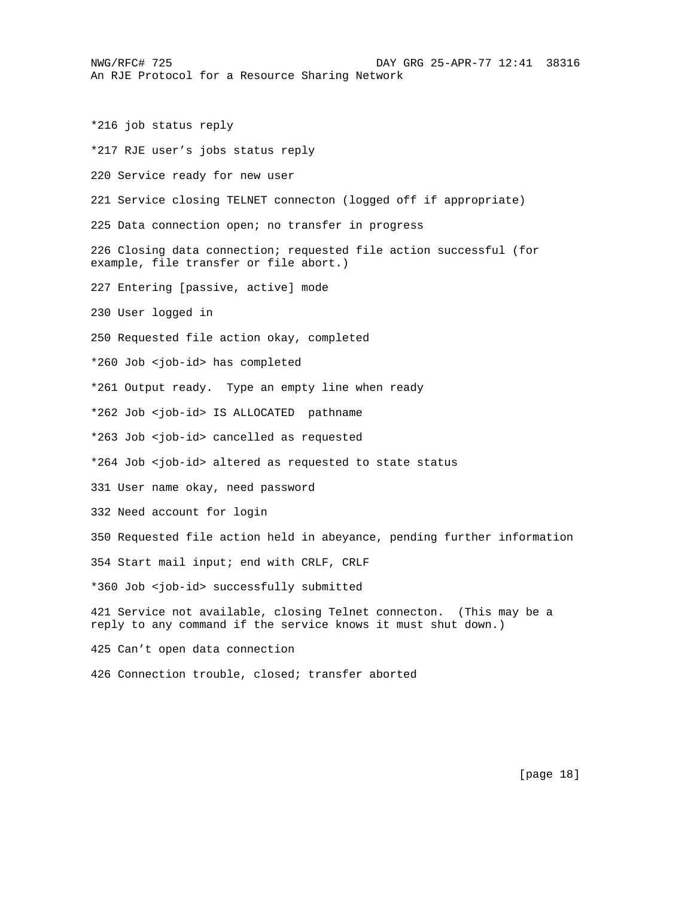*216 job status reply

*217 RJE user's jobs status reply

220 Service ready for new user

221 Service closing TELNET connecton (logged off if appropriate)

225 Data connection open; no transfer in progress

226 Closing data connection; requested file action successful (for example, file transfer or file abort.)

227 Entering [passive, active] mode

230 User logged in

250 Requested file action okay, completed

*260 Job <job-id> has completed

*261 Output ready.  Type an empty line when ready

*262 Job <job-id> IS ALLOCATED  pathname

*263 Job <job-id> cancelled as requested

*264 Job <job-id> altered as requested to state status

331 User name okay, need password

332 Need account for login

350 Requested file action held in abeyance, pending further information

354 Start mail input; end with CRLF, CRLF

*360 Job <job-id> successfully submitted

421 Service not available, closing Telnet connecton.  (This may be a reply to any command if the service knows it must shut down.)

425 Can't open data connection

426 Connection trouble, closed; transfer aborted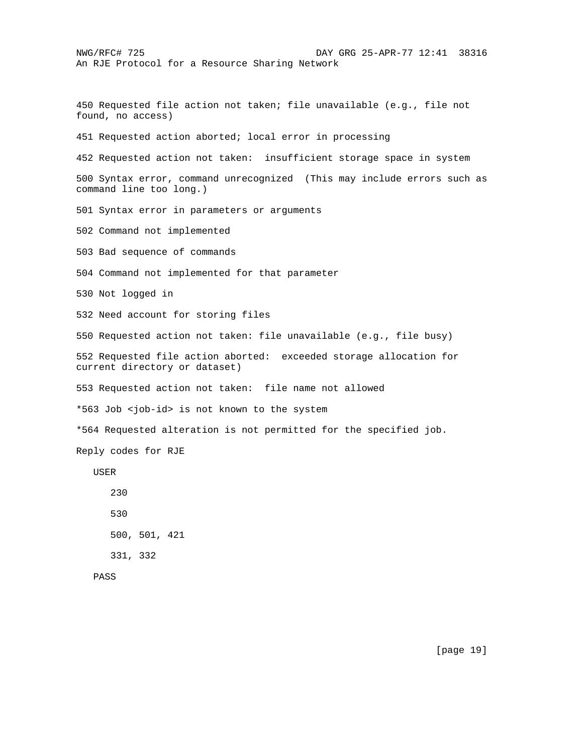450 Requested file action not taken; file unavailable (e.g., file not found, no access)

451 Requested action aborted; local error in processing

452 Requested action not taken:  insufficient storage space in system

500 Syntax error, command unrecognized  (This may include errors such as command line too long.)

501 Syntax error in parameters or arguments

502 Command not implemented

503 Bad sequence of commands

504 Command not implemented for that parameter

530 Not logged in

532 Need account for storing files

550 Requested action not taken: file unavailable (e.g., file busy)

552 Requested file action aborted:  exceeded storage allocation for current directory or dataset)

553 Requested action not taken:  file name not allowed

*563 Job <job-id> is not known to the system

*564 Requested alteration is not permitted for the specified job.

Reply codes for RJE

USER

- 230
- 530
- 500, 501, 421
- 331, 332

PASS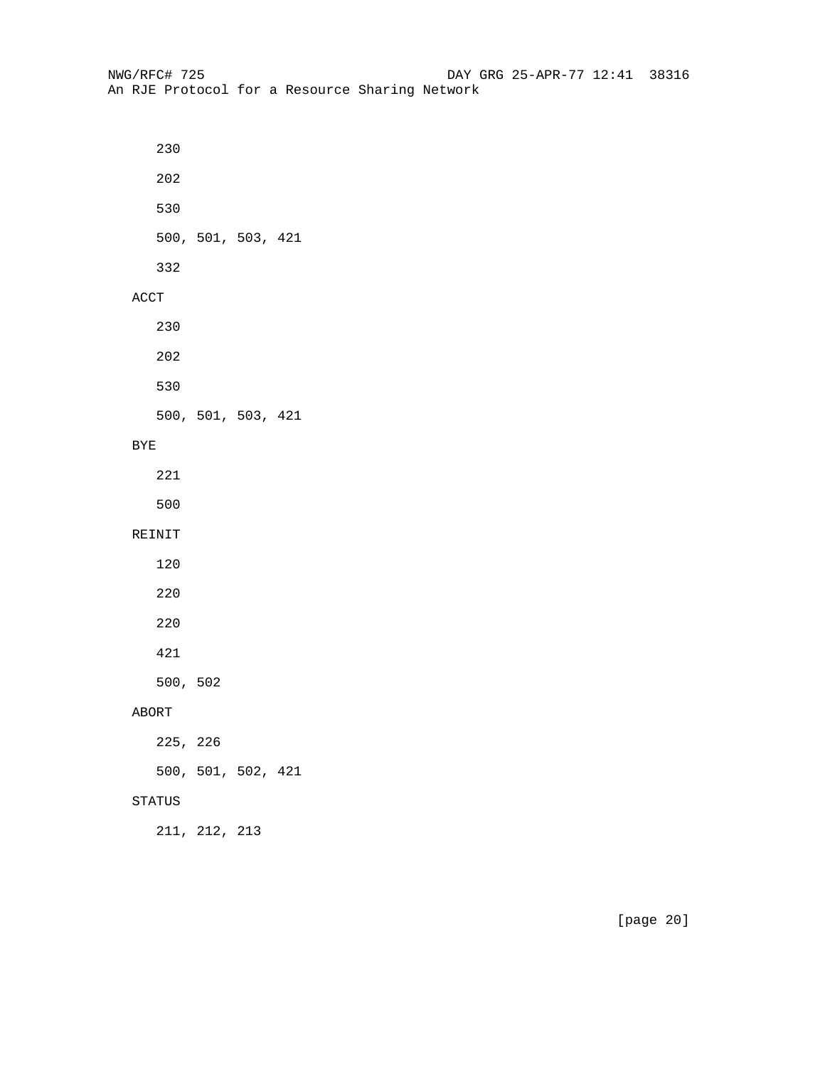230

202

530

500, 501, 503, 421

332

ACCT

230

202

530

500, 501, 503, 421

BYE

221

500

REINIT

120

220

220

421

500, 502

ABORT

225, 226

500, 501, 502, 421

STATUS

211, 212, 213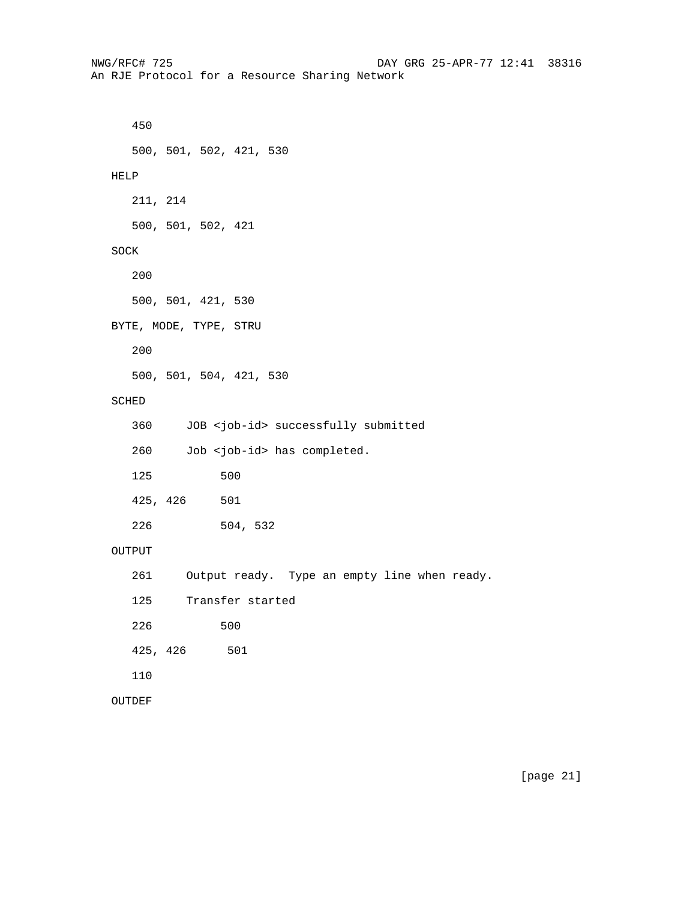```
      450

      500, 501, 502, 421, 530

   HELP

      211, 214

      500, 501, 502, 421

   SOCK

      200

      500, 501, 421, 530

   BYTE, MODE, TYPE, STRU

      200

      500, 501, 504, 421, 530

   SCHED

      360     JOB <job-id> successfully submitted

      260     Job <job-id> has completed.

      125          500

      425, 426     501

      226          504, 532

   OUTPUT

      261     Output ready.  Type an empty line when ready.

      125     Transfer started

      226          500

      425, 426      501

      110

   OUTDEF
```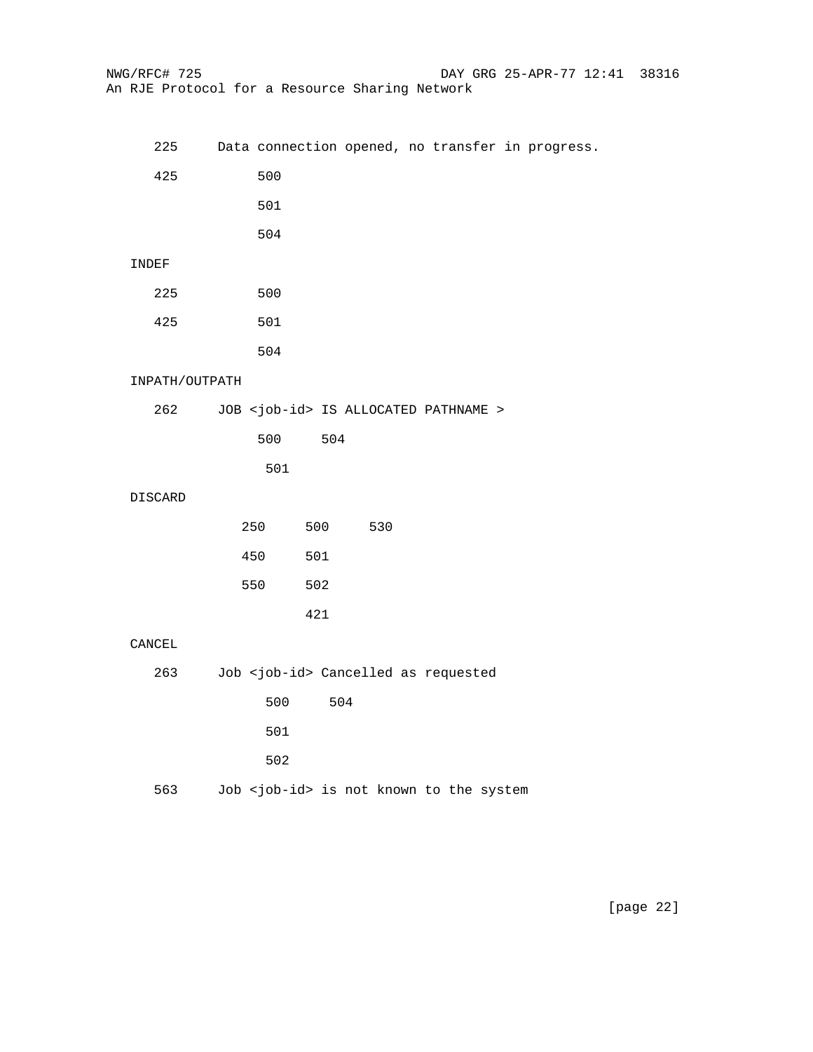```
   225     Data connection opened, no transfer in progress.

   425          500

                501

                504

 INDEF

   225          500

   425          501

                504

 INPATH/OUTPATH

   262     JOB <job-id> IS ALLOCATED PATHNAME >

                500     504

                 501

 DISCARD

              250     500     530

              450     501

              550     502

                      421

 CANCEL

   263     Job <job-id> Cancelled as requested

                 500     504

                 501

                 502

   563     Job <job-id> is not known to the system
```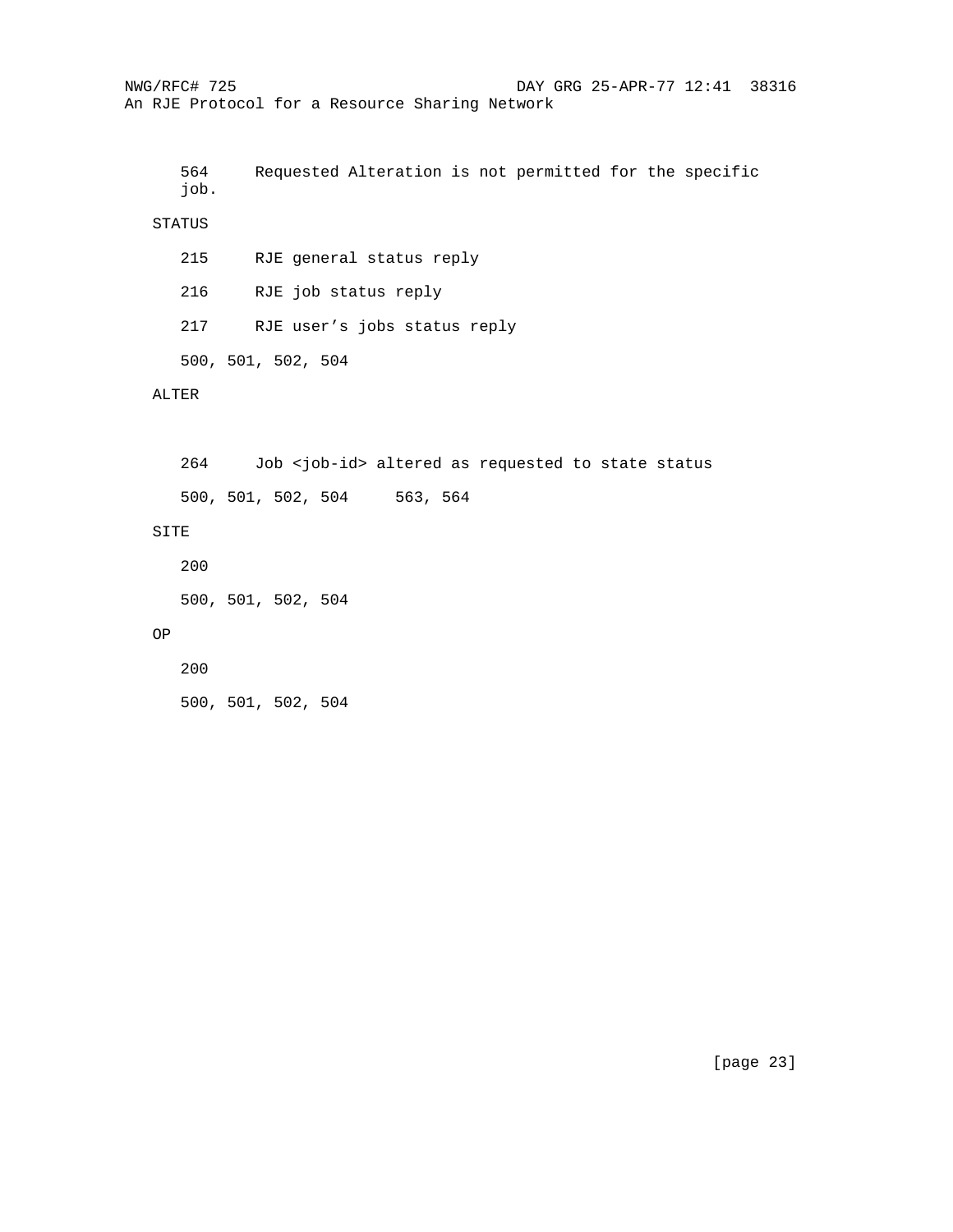564     Requested Alteration is not permitted for the specific job.

STATUS

215     RJE general status reply

216     RJE job status reply

217     RJE user's jobs status reply

500, 501, 502, 504

ALTER

264     Job <job-id> altered as requested to state status

500, 501, 502, 504     563, 564

SITE

200

500, 501, 502, 504

OP

200

500, 501, 502, 504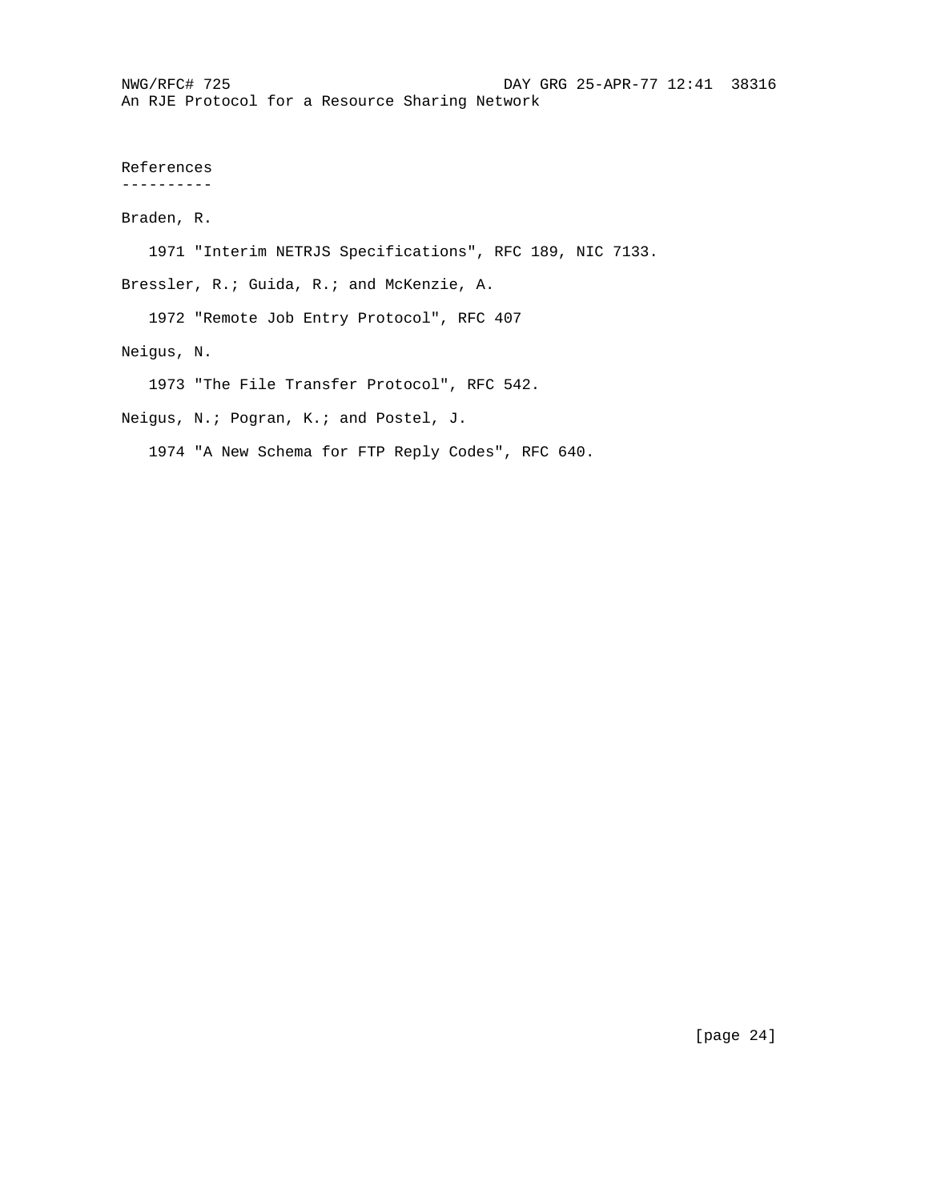## References

Braden, R.

1971 "Interim NETRJS Specifications", RFC 189, NIC 7133.

Bressler, R.; Guida, R.; and McKenzie, A.

1972 "Remote Job Entry Protocol", RFC 407

Neigus, N.

1973 "The File Transfer Protocol", RFC 542.

Neigus, N.; Pogran, K.; and Postel, J.

1974 "A New Schema for FTP Reply Codes", RFC 640.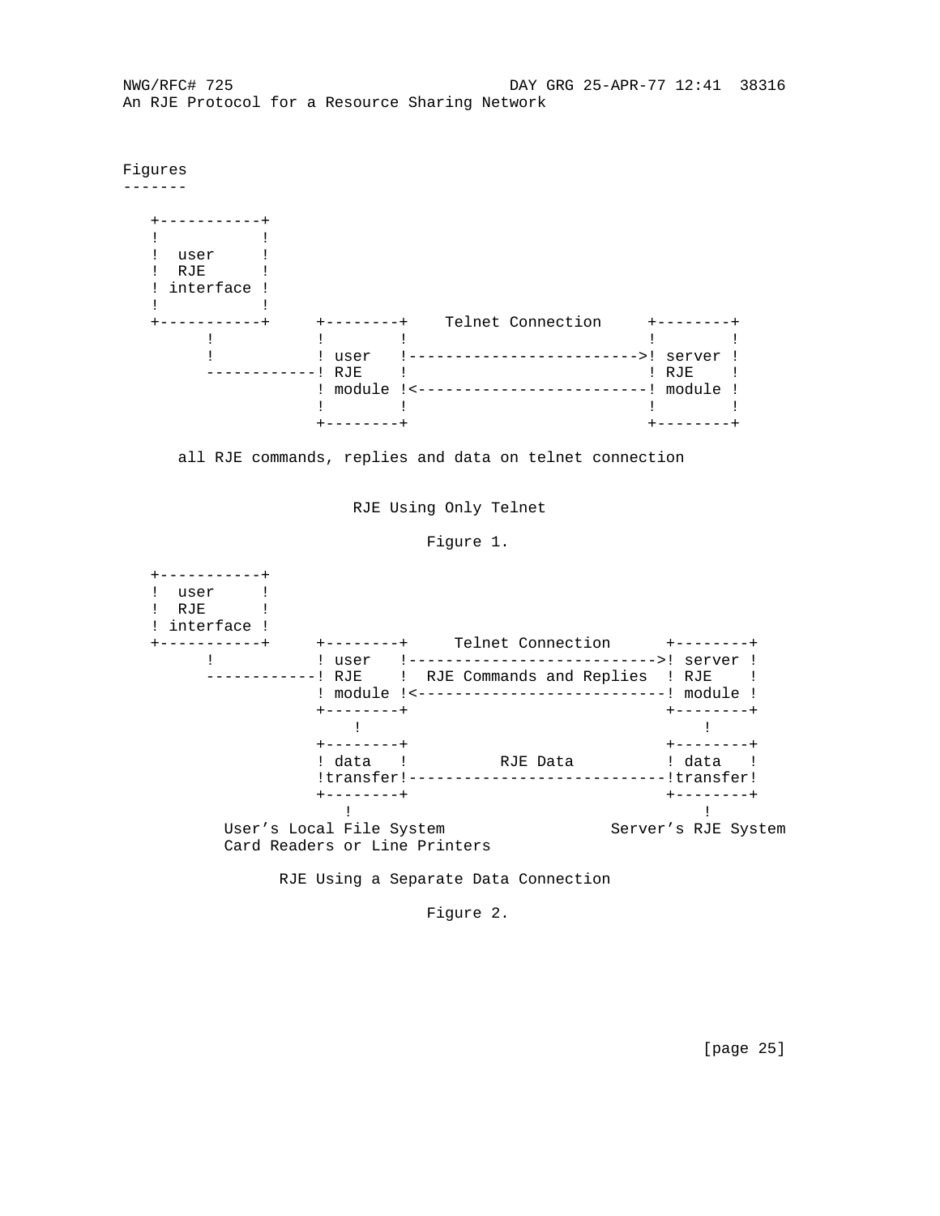## Figures

```
   +-----------+
   !           !
   !  user     !
   !  RJE      !
   ! interface !
   !           !
   +-----------+     +--------+    Telnet Connection     +--------+
         !           !        !                          !        !
         !           ! user   !------------------------->! server !
         ------------! RJE    !                          ! RJE    !
                     ! module !<-------------------------! module !
                     !        !                          !        !
                     +--------+                          +--------+

      all RJE commands, replies and data on telnet connection


                         RJE Using Only Telnet

                                 Figure 1.

   +-----------+
   !  user     !
   !  RJE      !
   ! interface !
   +-----------+     +--------+     Telnet Connection      +--------+
         !           ! user   !--------------------------->! server !
         ------------! RJE    !  RJE Commands and Replies  ! RJE    !
                     ! module !<---------------------------! module !
                     +--------+                            +--------+
                         !                                     !
                     +--------+                            +--------+
                     ! data   !          RJE Data          ! data   !
                     !transfer!----------------------------!transfer!
                     +--------+                            +--------+
                        !                                      !
           User's Local File System                 Server's RJE System
           Card Readers or Line Printers

                 RJE Using a Separate Data Connection

                                 Figure 2.
```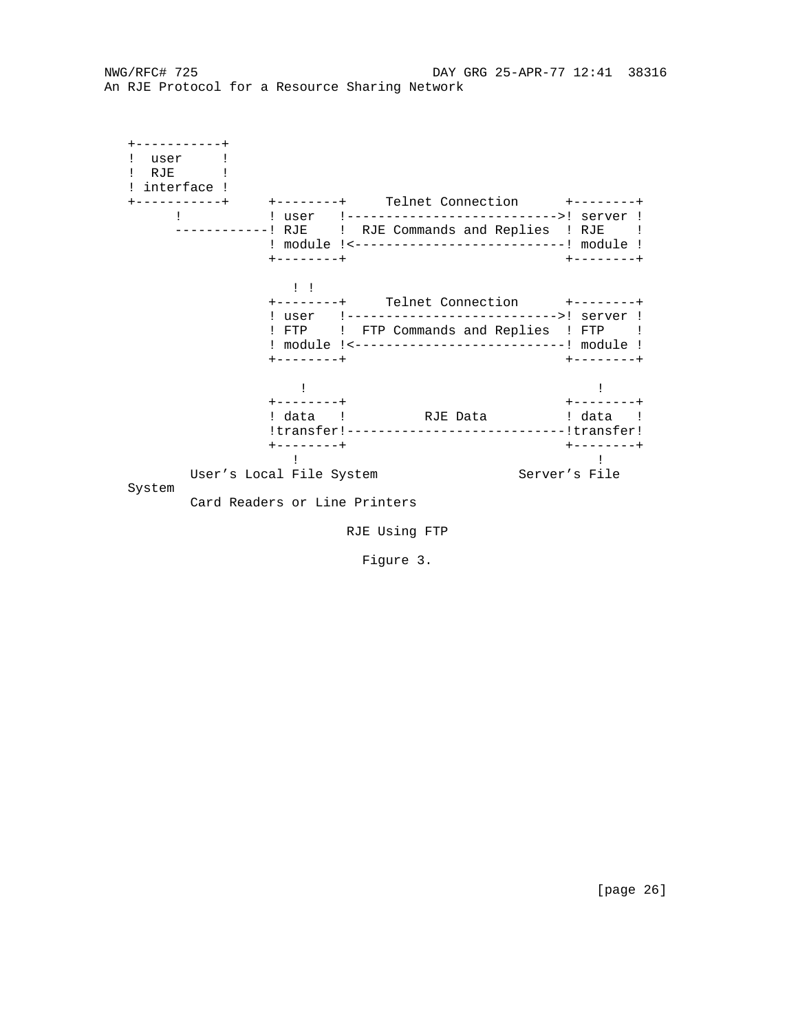```
   +-----------+
   !  user     !
   !  RJE      !
   ! interface !
   +-----------+     +--------+     Telnet Connection      +--------+
         !           ! user   !--------------------------->! server !
         ------------! RJE    !  RJE Commands and Replies  ! RJE    !
                     ! module !<---------------------------! module !
                     +--------+                            +--------+

                        ! !
                     +--------+     Telnet Connection      +--------+
                     ! user   !--------------------------->! server !
                     ! FTP    !  FTP Commands and Replies  ! FTP    !
                     ! module !<---------------------------! module !
                     +--------+                            +--------+

                        !                                      !
                     +--------+                            +--------+
                     ! data   !          RJE Data          ! data   !
                     !transfer!----------------------------!transfer!
                     +--------+                            +--------+
                        !                                      !
           User's Local File System                  Server's File
   System
           Card Readers or Line Printers
```

RJE Using FTP

Figure 3.